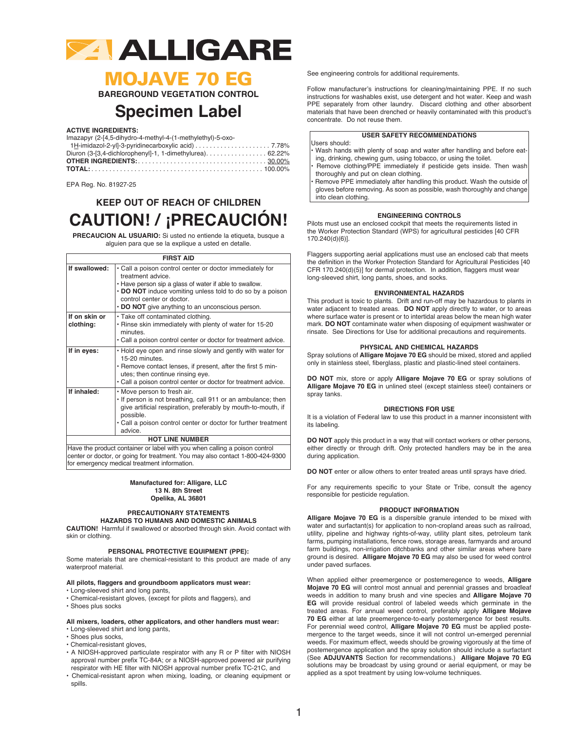# ALLIGARE

# MOJAVE 70 EG

## BAREGROUND VEGETATION CONTROL

# Specimen Label

**ACTIVE INGREDIENTS:**

Imazapyr (2-[4,5-dihydro-4-methyl-4-(1-methylethyl)-5-oxo-1H-imidazol-2-yl]-3-pyridinecarboxylic acid) . . . . . . . . . . . . . . . . . . . . . 7.78%
Diuron (3-[3,4-dichlorophenyl]-1, 1-dimethylurea). . . . . . . . . . . . . . . . . 62.22%
**OTHER INGREDIENTS:** . . . . . . . . . . . . . . . . . . . . . . . . . . . . . . . . . . . 30.00%
**TOTAL:** . . . . . . . . . . . . . . . . . . . . . . . . . . . . . . . . . . . . . . . . . . . . . . 100.00%

EPA Reg. No. 81927-25

## KEEP OUT OF REACH OF CHILDREN

# CAUTION! / ¡PRECAUCIÓN!

**PRECAUCION AL USUARIO:** Si usted no entiende la etiqueta, busque a alguien para que se la explique a usted en detalle.

| FIRST AID | |
|---|---|
| **If swallowed:** | • Call a poison control center or doctor immediately for treatment advice.<br>• Have person sip a glass of water if able to swallow.<br>• **DO NOT** induce vomiting unless told to do so by a poison control center or doctor.<br>• **DO NOT** give anything to an unconscious person. |
| **If on skin or clothing:** | • Take off contaminated clothing.<br>• Rinse skin immediately with plenty of water for 15-20 minutes.<br>• Call a poison control center or doctor for treatment advice. |
| **If in eyes:** | • Hold eye open and rinse slowly and gently with water for 15-20 minutes.<br>• Remove contact lenses, if present, after the first 5 minutes; then continue rinsing eye.<br>• Call a poison control center or doctor for treatment advice. |
| **If inhaled:** | • Move person to fresh air.<br>• If person is not breathing, call 911 or an ambulance; then give artificial respiration, preferably by mouth-to-mouth, if possible.<br>• Call a poison control center or doctor for further treatment advice. |
| **HOT LINE NUMBER** | |
| Have the product container or label with you when calling a poison control center or doctor, or going for treatment. You may also contact 1-800-424-9300 for emergency medical treatment information. | |

**Manufactured for: Alligare, LLC**
**13 N. 8th Street**
**Opelika, AL 36801**

### PRECAUTIONARY STATEMENTS
### HAZARDS TO HUMANS AND DOMESTIC ANIMALS

**CAUTION!** Harmful if swallowed or absorbed through skin. Avoid contact with skin or clothing.

### PERSONAL PROTECTIVE EQUIPMENT (PPE):

Some materials that are chemical-resistant to this product are made of any waterproof material.

**All pilots, flaggers and groundboom applicators must wear:**

- Long-sleeved shirt and long pants,
- Chemical-resistant gloves, (except for pilots and flaggers), and
- Shoes plus socks

**All mixers, loaders, other applicators, and other handlers must wear:**

- Long-sleeved shirt and long pants,
- Shoes plus socks,
- Chemical-resistant gloves,
- A NIOSH-approved particulate respirator with any R or P filter with NIOSH approval number prefix TC-84A; or a NIOSH-approved powered air purifying respirator with HE filter with NIOSH approval number prefix TC-21C, and
- Chemical-resistant apron when mixing, loading, or cleaning equipment or spills.

See engineering controls for additional requirements.

Follow manufacturer's instructions for cleaning/maintaining PPE. If no such instructions for washables exist, use detergent and hot water. Keep and wash PPE separately from other laundry. Discard clothing and other absorbent materials that have been drenched or heavily contaminated with this product's concentrate. Do not reuse them.

### USER SAFETY RECOMMENDATIONS

Users should:

- Wash hands with plenty of soap and water after handling and before eating, drinking, chewing gum, using tobacco, or using the toilet.
- Remove clothing/PPE immediately if pesticide gets inside. Then wash thoroughly and put on clean clothing.
- Remove PPE immediately after handling this product. Wash the outside of gloves before removing. As soon as possible, wash thoroughly and change into clean clothing.

### ENGINEERING CONTROLS

Pilots must use an enclosed cockpit that meets the requirements listed in the Worker Protection Standard (WPS) for agricultural pesticides [40 CFR 170.240(d)(6)].

Flaggers supporting aerial applications must use an enclosed cab that meets the definition in the Worker Protection Standard for Agricultural Pesticides [40 CFR 170.240(d)(5)] for dermal protection. In addition, flaggers must wear long-sleeved shirt, long pants, shoes, and socks.

### ENVIRONMENTAL HAZARDS

This product is toxic to plants. Drift and run-off may be hazardous to plants in water adjacent to treated areas. **DO NOT** apply directly to water, or to areas where surface water is present or to intertidal areas below the mean high water mark. **DO NOT** contaminate water when disposing of equipment washwater or rinsate. See Directions for Use for additional precautions and requirements.

### PHYSICAL AND CHEMICAL HAZARDS

Spray solutions of **Alligare Mojave 70 EG** should be mixed, stored and applied only in stainless steel, fiberglass, plastic and plastic-lined steel containers.

**DO NOT** mix, store or apply **Alligare Mojave 70 EG** or spray solutions of **Alligare Mojave 70 EG** in unlined steel (except stainless steel) containers or spray tanks.

### DIRECTIONS FOR USE

It is a violation of Federal law to use this product in a manner inconsistent with its labeling.

**DO NOT** apply this product in a way that will contact workers or other persons, either directly or through drift. Only protected handlers may be in the area during application.

**DO NOT** enter or allow others to enter treated areas until sprays have dried.

For any requirements specific to your State or Tribe, consult the agency responsible for pesticide regulation.

### PRODUCT INFORMATION

**Alligare Mojave 70 EG** is a dispersible granule intended to be mixed with water and surfactant(s) for application to non-cropland areas such as railroad, utility, pipeline and highway rights-of-way, utility plant sites, petroleum tank farms, pumping installations, fence rows, storage areas, farmyards and around farm buildings, non-irrigation ditchbanks and other similar areas where bare ground is desired. **Alligare Mojave 70 EG** may also be used for weed control under paved surfaces.

When applied either preemergence or postemeregence to weeds, **Alligare Mojave 70 EG** will control most annual and perennial grasses and broadleaf weeds in addition to many brush and vine species and **Alligare Mojave 70 EG** will provide residual control of labeled weeds which germinate in the treated areas. For annual weed control, preferably apply **Alligare Mojave 70 EG** either at late preemergence-to-early postemergence for best results. For perennial weed control, **Alligare Mojave 70 EG** must be applied postemergence to the target weeds, since it will not control un-emerged perennial weeds. For maximum effect, weeds should be growing vigorously at the time of postemergence application and the spray solution should include a surfactant (See **ADJUVANTS** Section for recommendations.) **Alligare Mojave 70 EG** solutions may be broadcast by using ground or aerial equipment, or may be applied as a spot treatment by using low-volume techniques.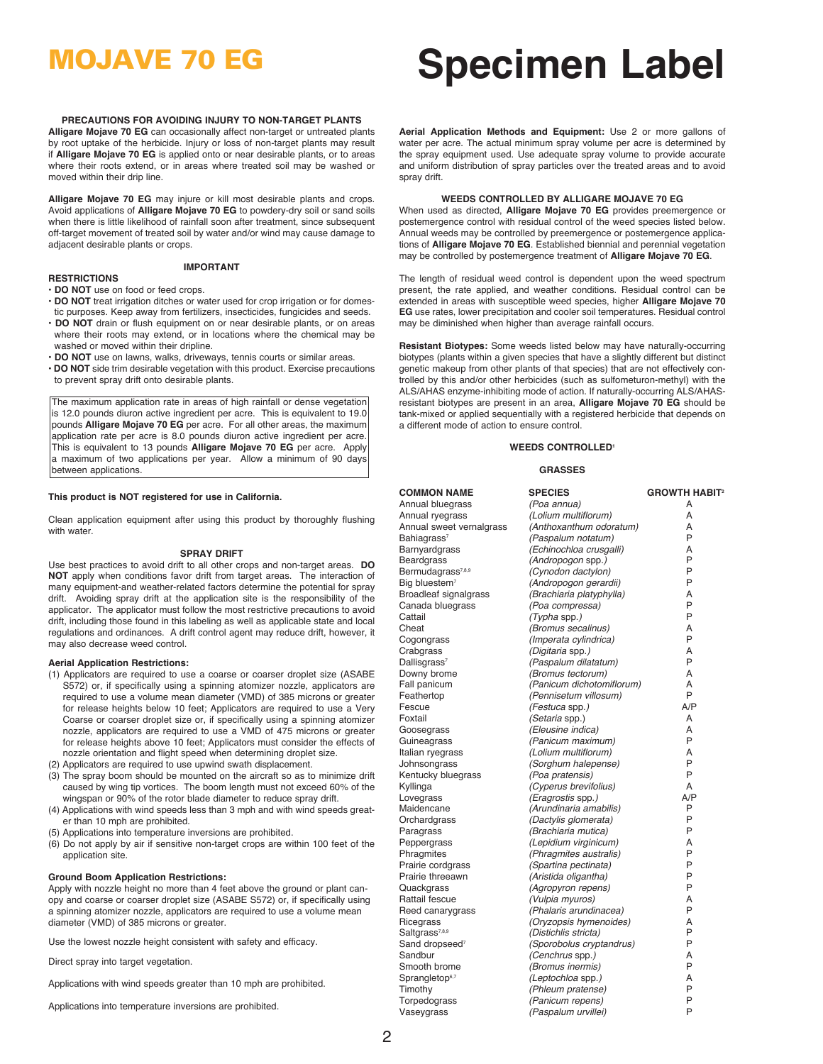## PRECAUTIONS FOR AVOIDING INJURY TO NON-TARGET PLANTS

**Alligare Mojave 70 EG** can occasionally affect non-target or untreated plants by root uptake of the herbicide. Injury or loss of non-target plants may result if **Alligare Mojave 70 EG** is applied onto or near desirable plants, or to areas where their roots extend, or in areas where treated soil may be washed or moved within their drip line.

**Alligare Mojave 70 EG** may injure or kill most desirable plants and crops. Avoid applications of **Alligare Mojave 70 EG** to powdery-dry soil or sand soils when there is little likelihood of rainfall soon after treatment, since subsequent off-target movement of treated soil by water and/or wind may cause damage to adjacent desirable plants or crops.

## IMPORTANT

**RESTRICTIONS**

- **DO NOT** use on food or feed crops.
- **DO NOT** treat irrigation ditches or water used for crop irrigation or for domestic purposes. Keep away from fertilizers, insecticides, fungicides and seeds.
- **DO NOT** drain or flush equipment on or near desirable plants, or on areas where their roots may extend, or in locations where the chemical may be washed or moved within their dripline.
- **DO NOT** use on lawns, walks, driveways, tennis courts or similar areas.
- **DO NOT** side trim desirable vegetation with this product. Exercise precautions to prevent spray drift onto desirable plants.

The maximum application rate in areas of high rainfall or dense vegetation is 12.0 pounds diuron active ingredient per acre. This is equivalent to 19.0 pounds **Alligare Mojave 70 EG** per acre. For all other areas, the maximum application rate per acre is 8.0 pounds diuron active ingredient per acre. This is equivalent to 13 pounds **Alligare Mojave 70 EG** per acre. Apply a maximum of two applications per year. Allow a minimum of 90 days between applications.

**This product is NOT registered for use in California.**

Clean application equipment after using this product by thoroughly flushing with water.

## SPRAY DRIFT

Use best practices to avoid drift to all other crops and non-target areas. **DO NOT** apply when conditions favor drift from target areas. The interaction of many equipment-and weather-related factors determine the potential for spray drift. Avoiding spray drift at the application site is the responsibility of the applicator. The applicator must follow the most restrictive precautions to avoid drift, including those found in this labeling as well as applicable state and local regulations and ordinances. A drift control agent may reduce drift, however, it may also decrease weed control.

**Aerial Application Restrictions:**

(1) Applicators are required to use a coarse or coarser droplet size (ASABE S572) or, if specifically using a spinning atomizer nozzle, applicators are required to use a volume mean diameter (VMD) of 385 microns or greater for release heights below 10 feet; Applicators are required to use a Very Coarse or coarser droplet size or, if specifically using a spinning atomizer nozzle, applicators are required to use a VMD of 475 microns or greater for release heights above 10 feet; Applicators must consider the effects of nozzle orientation and flight speed when determining droplet size.
(2) Applicators are required to use upwind swath displacement.
(3) The spray boom should be mounted on the aircraft so as to minimize drift caused by wing tip vortices. The boom length must not exceed 60% of the wingspan or 90% of the rotor blade diameter to reduce spray drift.
(4) Applications with wind speeds less than 3 mph and with wind speeds greater than 10 mph are prohibited.
(5) Applications into temperature inversions are prohibited.
(6) Do not apply by air if sensitive non-target crops are within 100 feet of the application site.

**Ground Boom Application Restrictions:**

Apply with nozzle height no more than 4 feet above the ground or plant canopy and coarse or coarser droplet size (ASABE S572) or, if specifically using a spinning atomizer nozzle, applicators are required to use a volume mean diameter (VMD) of 385 microns or greater.

Use the lowest nozzle height consistent with safety and efficacy.

Direct spray into target vegetation.

Applications with wind speeds greater than 10 mph are prohibited.

Applications into temperature inversions are prohibited.

**Aerial Application Methods and Equipment:** Use 2 or more gallons of water per acre. The actual minimum spray volume per acre is determined by the spray equipment used. Use adequate spray volume to provide accurate and uniform distribution of spray particles over the treated areas and to avoid spray drift.

## WEEDS CONTROLLED BY ALLIGARE MOJAVE 70 EG

When used as directed, **Alligare Mojave 70 EG** provides preemergence or postemergence control with residual control of the weed species listed below. Annual weeds may be controlled by preemergence or postemergence applications of **Alligare Mojave 70 EG**. Established biennial and perennial vegetation may be controlled by postemergence treatment of **Alligare Mojave 70 EG**.

The length of residual weed control is dependent upon the weed spectrum present, the rate applied, and weather conditions. Residual control can be extended in areas with susceptible weed species, higher **Alligare Mojave 70 EG** use rates, lower precipitation and cooler soil temperatures. Residual control may be diminished when higher than average rainfall occurs.

**Resistant Biotypes:** Some weeds listed below may have naturally-occurring biotypes (plants within a given species that have a slightly different but distinct genetic makeup from other plants of that species) that are not effectively controlled by this and/or other herbicides (such as sulfometuron-methyl) with the ALS/AHAS enzyme-inhibiting mode of action. If naturally-occurring ALS/AHAS-resistant biotypes are present in an area, **Alligare Mojave 70 EG** should be tank-mixed or applied sequentially with a registered herbicide that depends on a different mode of action to ensure control.

### WEEDS CONTROLLED[1]

#### GRASSES

| COMMON NAME | SPECIES | GROWTH HABIT[2] |
|---|---|---|
| Annual bluegrass | *(Poa annua)* | A |
| Annual ryegrass | *(Lolium multiflorum)* | A |
| Annual sweet vernalgrass | *(Anthoxanthum odoratum)* | A |
| Bahiagrass[7] | *(Paspalum notatum)* | P |
| Barnyardgrass | *(Echinochloa crusgalli)* | A |
| Beardgrass | *(Andropogon spp.)* | P |
| Bermudagrass[7,8,9] | *(Cynodon dactylon)* | P |
| Big bluestem[7] | *(Andropogon gerardii)* | P |
| Broadleaf signalgrass | *(Brachiaria platyphylla)* | A |
| Canada bluegrass | *(Poa compressa)* | P |
| Cattail | *(Typha spp.)* | P |
| Cheat | *(Bromus secalinus)* | A |
| Cogongrass | *(Imperata cylindrica)* | P |
| Crabgrass | *(Digitaria spp.)* | A |
| Dallisgrass[7] | *(Paspalum dilatatum)* | P |
| Downy brome | *(Bromus tectorum)* | A |
| Fall panicum | *(Panicum dichotomiflorum)* | A |
| Feathertop | *(Pennisetum villosum)* | P |
| Fescue | *(Festuca spp.)* | A/P |
| Foxtail | *(Setaria spp.)* | A |
| Goosegrass | *(Eleusine indica)* | A |
| Guineagrass | *(Panicum maximum)* | P |
| Italian ryegrass | *(Lolium multiflorum)* | A |
| Johnsongrass | *(Sorghum halepense)* | P |
| Kentucky bluegrass | *(Poa pratensis)* | P |
| Kyllinga | *(Cyperus brevifolius)* | A |
| Lovegrass | *(Eragrostis spp.)* | A/P |
| Maidencane | *(Arundinaria amabilis)* | P |
| Orchardgrass | *(Dactylis glomerata)* | P |
| Paragrass | *(Brachiaria mutica)* | P |
| Peppergrass | *(Lepidium virginicum)* | A |
| Phragmites | *(Phragmites australis)* | P |
| Prairie cordgrass | *(Spartina pectinata)* | P |
| Prairie threeawn | *(Aristida oligantha)* | P |
| Quackgrass | *(Agropyron repens)* | P |
| Rattail fescue | *(Vulpia myuros)* | A |
| Reed canarygrass | *(Phalaris arundinacea)* | P |
| Ricegrass | *(Oryzopsis hymenoides)* | A |
| Saltgrass[7,8,9] | *(Distichlis stricta)* | P |
| Sand dropseed[7] | *(Sporobolus cryptandrus)* | P |
| Sandbur | *(Cenchrus spp.)* | A |
| Smooth brome | *(Bromus inermis)* | P |
| Sprangletop[6,7] | *(Leptochloa spp.)* | A |
| Timothy | *(Phleum pratense)* | P |
| Torpedograss | *(Panicum repens)* | P |
| Vaseygrass | *(Paspalum urvillei)* | P |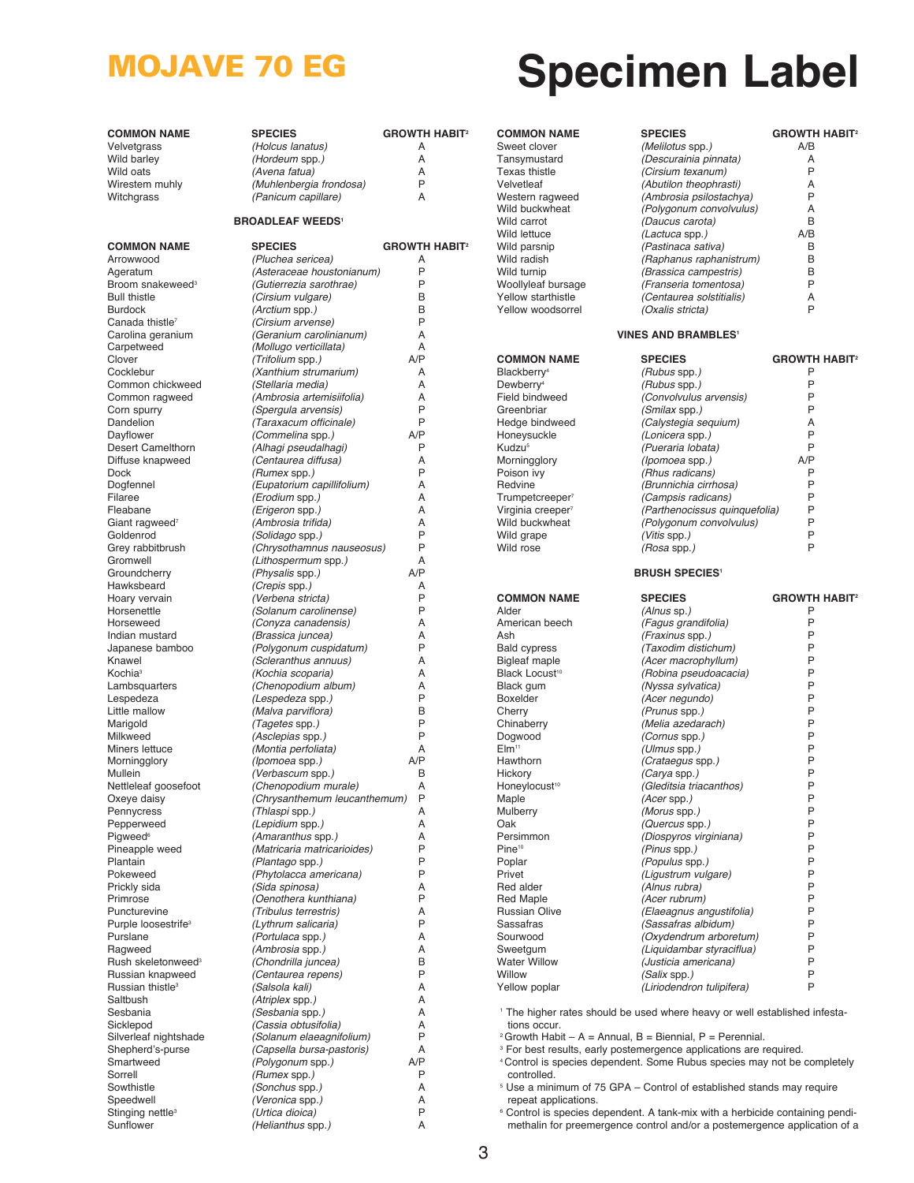# MOJAVE 70 EG

# Specimen Label

| COMMON NAME | SPECIES | GROWTH HABIT[2] |
|---|---|---|
| Velvetgrass | *(Holcus lanatus)* | A |
| Wild barley | *(Hordeum spp.)* | A |
| Wild oats | *(Avena fatua)* | A |
| Wirestem muhly | *(Muhlenbergia frondosa)* | P |
| Witchgrass | *(Panicum capillare)* | A |

**BROADLEAF WEEDS[1]**

| COMMON NAME | SPECIES | GROWTH HABIT[2] |
|---|---|---|
| Arrowwood | *(Pluchea sericea)* | A |
| Ageratum | *(Asteraceae houstonianum)* | P |
| Broom snakeweed[3] | *(Gutierrezia sarothrae)* | P |
| Bull thistle | *(Cirsium vulgare)* | B |
| Burdock | *(Arctium spp.)* | B |
| Canada thistle[7] | *(Cirsium arvense)* | P |
| Carolina geranium | *(Geranium carolinianum)* | A |
| Carpetweed | *(Mollugo verticillata)* | A |
| Clover | *(Trifolium spp.)* | A/P |
| Cocklebur | *(Xanthium strumarium)* | A |
| Common chickweed | *(Stellaria media)* | A |
| Common ragweed | *(Ambrosia artemisiifolia)* | A |
| Corn spurry | *(Spergula arvensis)* | P |
| Dandelion | *(Taraxacum officinale)* | P |
| Dayflower | *(Commelina spp.)* | A/P |
| Desert Camelthorn | *(Alhagi pseudalhagi)* | P |
| Diffuse knapweed | *(Centaurea diffusa)* | A |
| Dock | *(Rumex spp.)* | P |
| Dogfennel | *(Eupatorium capillifolium)* | A |
| Filaree | *(Erodium spp.)* | A |
| Fleabane | *(Erigeron spp.)* | A |
| Giant ragweed[7] | *(Ambrosia trifida)* | A |
| Goldenrod | *(Solidago spp.)* | P |
| Grey rabbitbrush | *(Chrysothamnus nauseosus)* | P |
| Gromwell | *(Lithospermum spp.)* | A |
| Groundcherry | *(Physalis spp.)* | A/P |
| Hawksbeard | *(Crepis spp.)* | A |
| Hoary vervain | *(Verbena stricta)* | P |
| Horsenettle | *(Solanum carolinense)* | P |
| Horseweed | *(Conyza canadensis)* | A |
| Indian mustard | *(Brassica juncea)* | A |
| Japanese bamboo | *(Polygonum cuspidatum)* | P |
| Knawel | *(Scleranthus annuus)* | A |
| Kochia[3] | *(Kochia scoparia)* | A |
| Lambsquarters | *(Chenopodium album)* | A |
| Lespedeza | *(Lespedeza spp.)* | P |
| Little mallow | *(Malva parviflora)* | B |
| Marigold | *(Tagetes spp.)* | P |
| Milkweed | *(Asclepias spp.)* | P |
| Miners lettuce | *(Montia perfoliata)* | A |
| Morningglory | *(Ipomoea spp.)* | A/P |
| Mullein | *(Verbascum spp.)* | B |
| Nettleleaf goosefoot | *(Chenopodium murale)* | A |
| Oxeye daisy | *(Chrysanthemum leucanthemum)* | P |
| Pennycress | *(Thlaspi spp.)* | A |
| Pepperweed | *(Lepidium spp.)* | A |
| Pigweed[6] | *(Amaranthus spp.)* | A |
| Pineapple weed | *(Matricaria matricarioides)* | P |
| Plantain | *(Plantago spp.)* | P |
| Pokeweed | *(Phytolacca americana)* | P |
| Prickly sida | *(Sida spinosa)* | A |
| Primrose | *(Oenothera kunthiana)* | P |
| Puncturevine | *(Tribulus terrestris)* | A |
| Purple loosestrife[3] | *(Lythrum salicaria)* | P |
| Purslane | *(Portulaca spp.)* | A |
| Ragweed | *(Ambrosia spp.)* | A |
| Rush skeletonweed[3] | *(Chondrilla juncea)* | B |
| Russian knapweed | *(Centaurea repens)* | P |
| Russian thistle[3] | *(Salsola kali)* | A |
| Saltbush | *(Atriplex spp.)* | A |
| Sesbania | *(Sesbania spp.)* | A |
| Sicklepod | *(Cassia obtusifolia)* | A |
| Silverleaf nightshade | *(Solanum elaeagnifolium)* | P |
| Shepherd's-purse | *(Capsella bursa-pastoris)* | A |
| Smartweed | *(Polygonum spp.)* | A/P |
| Sorrell | *(Rumex spp.)* | P |
| Sowthistle | *(Sonchus spp.)* | A |
| Speedwell | *(Veronica spp.)* | A |
| Stinging nettle[3] | *(Urtica dioica)* | P |
| Sunflower | *(Helianthus spp.)* | A |
| Sweet clover | *(Melilotus spp.)* | A/B |
| Tansymustard | *(Descurainia pinnata)* | A |
| Texas thistle | *(Cirsium texanum)* | P |
| Velvetleaf | *(Abutilon theophrasti)* | A |
| Western ragweed | *(Ambrosia psilostachya)* | P |
| Wild buckwheat | *(Polygonum convolvulus)* | A |
| Wild carrot | *(Daucus carota)* | B |
| Wild lettuce | *(Lactuca spp.)* | A/B |
| Wild parsnip | *(Pastinaca sativa)* | B |
| Wild radish | *(Raphanus raphanistrum)* | B |
| Wild turnip | *(Brassica campestris)* | B |
| Woollyleaf bursage | *(Franseria tomentosa)* | P |
| Yellow starthistle | *(Centaurea solstitialis)* | A |
| Yellow woodsorrel | *(Oxalis stricta)* | P |

**VINES AND BRAMBLES[1]**

| COMMON NAME | SPECIES | GROWTH HABIT[2] |
|---|---|---|
| Blackberry[4] | *(Rubus spp.)* | P |
| Dewberry[4] | *(Rubus spp.)* | P |
| Field bindweed | *(Convolvulus arvensis)* | P |
| Greenbriar | *(Smilax spp.)* | P |
| Hedge bindweed | *(Calystegia sequium)* | A |
| Honeysuckle | *(Lonicera spp.)* | P |
| Kudzu[5] | *(Pueraria lobata)* | P |
| Morningglory | *(Ipomoea spp.)* | A/P |
| Poison ivy | *(Rhus radicans)* | P |
| Redvine | *(Brunnichia cirrhosa)* | P |
| Trumpetcreeper[7] | *(Campsis radicans)* | P |
| Virginia creeper[7] | *(Parthenocissus quinquefolia)* | P |
| Wild buckwheat | *(Polygonum convolvulus)* | P |
| Wild grape | *(Vitis spp.)* | P |
| Wild rose | *(Rosa spp.)* | P |

**BRUSH SPECIES[1]**

| COMMON NAME | SPECIES | GROWTH HABIT[2] |
|---|---|---|
| Alder | *(Alnus sp.)* | P |
| American beech | *(Fagus grandifolia)* | P |
| Ash | *(Fraxinus spp.)* | P |
| Bald cypress | *(Taxodim distichum)* | P |
| Bigleaf maple | *(Acer macrophyllum)* | P |
| Black Locust[10] | *(Robina pseudoacacia)* | P |
| Black gum | *(Nyssa sylvatica)* | P |
| Boxelder | *(Acer negundo)* | P |
| Cherry | *(Prunus spp.)* | P |
| Chinaberry | *(Melia azedarach)* | P |
| Dogwood | *(Cornus spp.)* | P |
| Elm[11] | *(Ulmus spp.)* | P |
| Hawthorn | *(Crataegus spp.)* | P |
| Hickory | *(Carya spp.)* | P |
| Honeylocust[10] | *(Gleditsia triacanthos)* | P |
| Maple | *(Acer spp.)* | P |
| Mulberry | *(Morus spp.)* | P |
| Oak | *(Quercus spp.)* | P |
| Persimmon | *(Diospyros virginiana)* | P |
| Pine[10] | *(Pinus spp.)* | P |
| Poplar | *(Populus spp.)* | P |
| Privet | *(Ligustrum vulgare)* | P |
| Red alder | *(Alnus rubra)* | P |
| Red Maple | *(Acer rubrum)* | P |
| Russian Olive | *(Elaeagnus angustifolia)* | P |
| Sassafras | *(Sassafras albidum)* | P |
| Sourwood | *(Oxydendrum arboretum)* | P |
| Sweetgum | *(Liquidambar styraciflua)* | P |
| Water Willow | *(Justicia americana)* | P |
| Willow | *(Salix spp.)* | P |
| Yellow poplar | *(Liriodendron tulipifera)* | P |

[1] The higher rates should be used where heavy or well established infestations occur.

[2] Growth Habit – A = Annual, B = Biennial, P = Perennial.

[3] For best results, early postemergence applications are required.

[4] Control is species dependent. Some Rubus species may not be completely controlled.

[5] Use a minimum of 75 GPA – Control of established stands may require repeat applications.

[6] Control is species dependent. A tank-mix with a herbicide containing pendimethalin for preemergence control and/or a postemergence application of a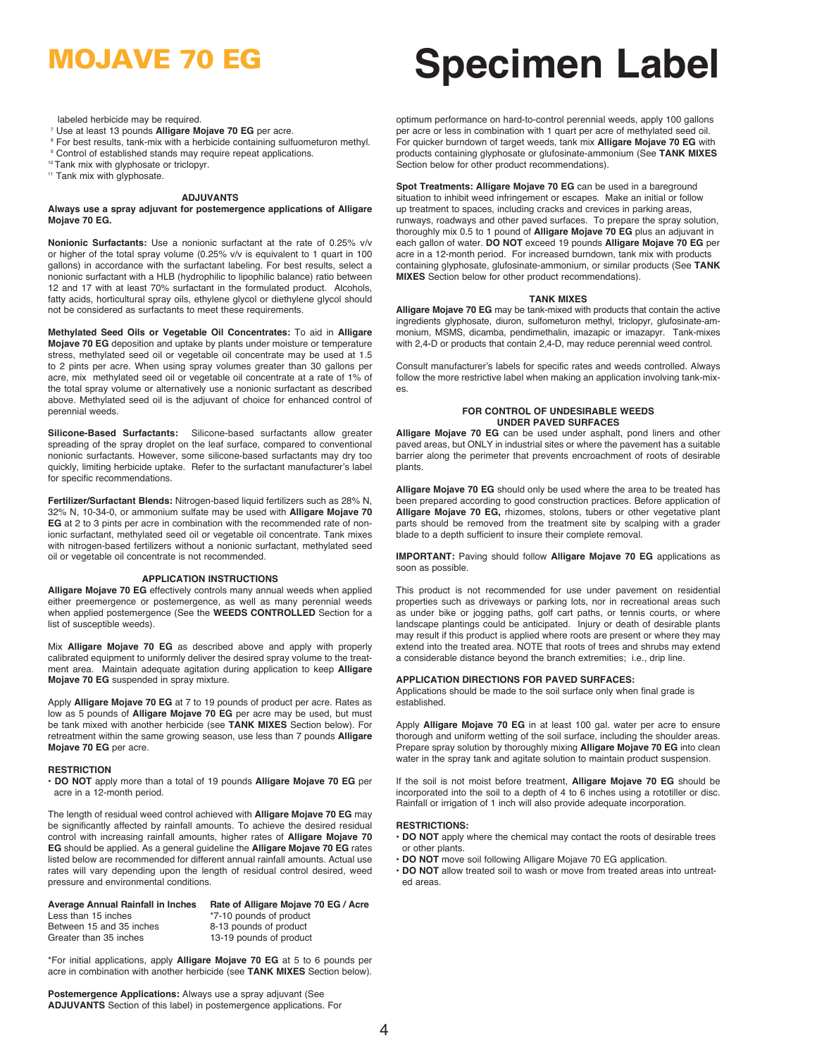labeled herbicide may be required.

[7] Use at least 13 pounds **Alligare Mojave 70 EG** per acre.
[8] For best results, tank-mix with a herbicide containing sulfuometuron methyl.
[9] Control of established stands may require repeat applications.
[10] Tank mix with glyphosate or triclopyr.
[11] Tank mix with glyphosate.

## ADJUVANTS

**Always use a spray adjuvant for postemergence applications of Alligare Mojave 70 EG.**

**Nonionic Surfactants:** Use a nonionic surfactant at the rate of 0.25% v/v or higher of the total spray volume (0.25% v/v is equivalent to 1 quart in 100 gallons) in accordance with the surfactant labeling. For best results, select a nonionic surfactant with a HLB (hydrophilic to lipophilic balance) ratio between 12 and 17 with at least 70% surfactant in the formulated product. Alcohols, fatty acids, horticultural spray oils, ethylene glycol or diethylene glycol should not be considered as surfactants to meet these requirements.

**Methylated Seed Oils or Vegetable Oil Concentrates:** To aid in **Alligare Mojave 70 EG** deposition and uptake by plants under moisture or temperature stress, methylated seed oil or vegetable oil concentrate may be used at 1.5 to 2 pints per acre. When using spray volumes greater than 30 gallons per acre, mix methylated seed oil or vegetable oil concentrate at a rate of 1% of the total spray volume or alternatively use a nonionic surfactant as described above. Methylated seed oil is the adjuvant of choice for enhanced control of perennial weeds.

**Silicone-Based Surfactants:** Silicone-based surfactants allow greater spreading of the spray droplet on the leaf surface, compared to conventional nonionic surfactants. However, some silicone-based surfactants may dry too quickly, limiting herbicide uptake. Refer to the surfactant manufacturer's label for specific recommendations.

**Fertilizer/Surfactant Blends:** Nitrogen-based liquid fertilizers such as 28% N, 32% N, 10-34-0, or ammonium sulfate may be used with **Alligare Mojave 70 EG** at 2 to 3 pints per acre in combination with the recommended rate of nonionic surfactant, methylated seed oil or vegetable oil concentrate. Tank mixes with nitrogen-based fertilizers without a nonionic surfactant, methylated seed oil or vegetable oil concentrate is not recommended.

## APPLICATION INSTRUCTIONS

**Alligare Mojave 70 EG** effectively controls many annual weeds when applied either preemergence or postemergence, as well as many perennial weeds when applied postemergence (See the **WEEDS CONTROLLED** Section for a list of susceptible weeds).

Mix **Alligare Mojave 70 EG** as described above and apply with properly calibrated equipment to uniformly deliver the desired spray volume to the treatment area. Maintain adequate agitation during application to keep **Alligare Mojave 70 EG** suspended in spray mixture.

Apply **Alligare Mojave 70 EG** at 7 to 19 pounds of product per acre. Rates as low as 5 pounds of **Alligare Mojave 70 EG** per acre may be used, but must be tank mixed with another herbicide (see **TANK MIXES** Section below). For retreatment within the same growing season, use less than 7 pounds **Alligare Mojave 70 EG** per acre.

### RESTRICTION

- **DO NOT** apply more than a total of 19 pounds **Alligare Mojave 70 EG** per acre in a 12-month period.

The length of residual weed control achieved with **Alligare Mojave 70 EG** may be significantly affected by rainfall amounts. To achieve the desired residual control with increasing rainfall amounts, higher rates of **Alligare Mojave 70 EG** should be applied. As a general guideline the **Alligare Mojave 70 EG** rates listed below are recommended for different annual rainfall amounts. Actual use rates will vary depending upon the length of residual control desired, weed pressure and environmental conditions.

| Average Annual Rainfall in Inches | Rate of Alligare Mojave 70 EG / Acre |
|---|---|
| Less than 15 inches | *7-10 pounds of product |
| Between 15 and 35 inches | 8-13 pounds of product |
| Greater than 35 inches | 13-19 pounds of product |

*For initial applications, apply **Alligare Mojave 70 EG** at 5 to 6 pounds per acre in combination with another herbicide (see **TANK MIXES** Section below).

**Postemergence Applications:** Always use a spray adjuvant (See **ADJUVANTS** Section of this label) in postemergence applications. For optimum performance on hard-to-control perennial weeds, apply 100 gallons per acre or less in combination with 1 quart per acre of methylated seed oil. For quicker burndown of target weeds, tank mix **Alligare Mojave 70 EG** with products containing glyphosate or glufosinate-ammonium (See **TANK MIXES** Section below for other product recommendations).

**Spot Treatments: Alligare Mojave 70 EG** can be used in a bareground situation to inhibit weed infringement or escapes. Make an initial or follow up treatment to spaces, including cracks and crevices in parking areas, runways, roadways and other paved surfaces. To prepare the spray solution, thoroughly mix 0.5 to 1 pound of **Alligare Mojave 70 EG** plus an adjuvant in each gallon of water. **DO NOT** exceed 19 pounds **Alligare Mojave 70 EG** per acre in a 12-month period. For increased burndown, tank mix with products containing glyphosate, glufosinate-ammonium, or similar products (See **TANK MIXES** Section below for other product recommendations).

## TANK MIXES

**Alligare Mojave 70 EG** may be tank-mixed with products that contain the active ingredients glyphosate, diuron, sulfometuron methyl, triclopyr, glufosinate-ammonium, MSMS, dicamba, pendimethalin, imazapic or imazapyr. Tank-mixes with 2,4-D or products that contain 2,4-D, may reduce perennial weed control.

Consult manufacturer's labels for specific rates and weeds controlled. Always follow the more restrictive label when making an application involving tank-mixes.

## FOR CONTROL OF UNDESIRABLE WEEDS UNDER PAVED SURFACES

**Alligare Mojave 70 EG** can be used under asphalt, pond liners and other paved areas, but ONLY in industrial sites or where the pavement has a suitable barrier along the perimeter that prevents encroachment of roots of desirable plants.

**Alligare Mojave 70 EG** should only be used where the area to be treated has been prepared according to good construction practices. Before application of **Alligare Mojave 70 EG,** rhizomes, stolons, tubers or other vegetative plant parts should be removed from the treatment site by scalping with a grader blade to a depth sufficient to insure their complete removal.

**IMPORTANT:** Paving should follow **Alligare Mojave 70 EG** applications as soon as possible.

This product is not recommended for use under pavement on residential properties such as driveways or parking lots, nor in recreational areas such as under bike or jogging paths, golf cart paths, or tennis courts, or where landscape plantings could be anticipated. Injury or death of desirable plants may result if this product is applied where roots are present or where they may extend into the treated area. NOTE that roots of trees and shrubs may extend a considerable distance beyond the branch extremities; i.e., drip line.

### APPLICATION DIRECTIONS FOR PAVED SURFACES:

Applications should be made to the soil surface only when final grade is established.

Apply **Alligare Mojave 70 EG** in at least 100 gal. water per acre to ensure thorough and uniform wetting of the soil surface, including the shoulder areas. Prepare spray solution by thoroughly mixing **Alligare Mojave 70 EG** into clean water in the spray tank and agitate solution to maintain product suspension.

If the soil is not moist before treatment, **Alligare Mojave 70 EG** should be incorporated into the soil to a depth of 4 to 6 inches using a rototiller or disc. Rainfall or irrigation of 1 inch will also provide adequate incorporation.

### RESTRICTIONS:

- **DO NOT** apply where the chemical may contact the roots of desirable trees or other plants.
- **DO NOT** move soil following Alligare Mojave 70 EG application.
- **DO NOT** allow treated soil to wash or move from treated areas into untreated areas.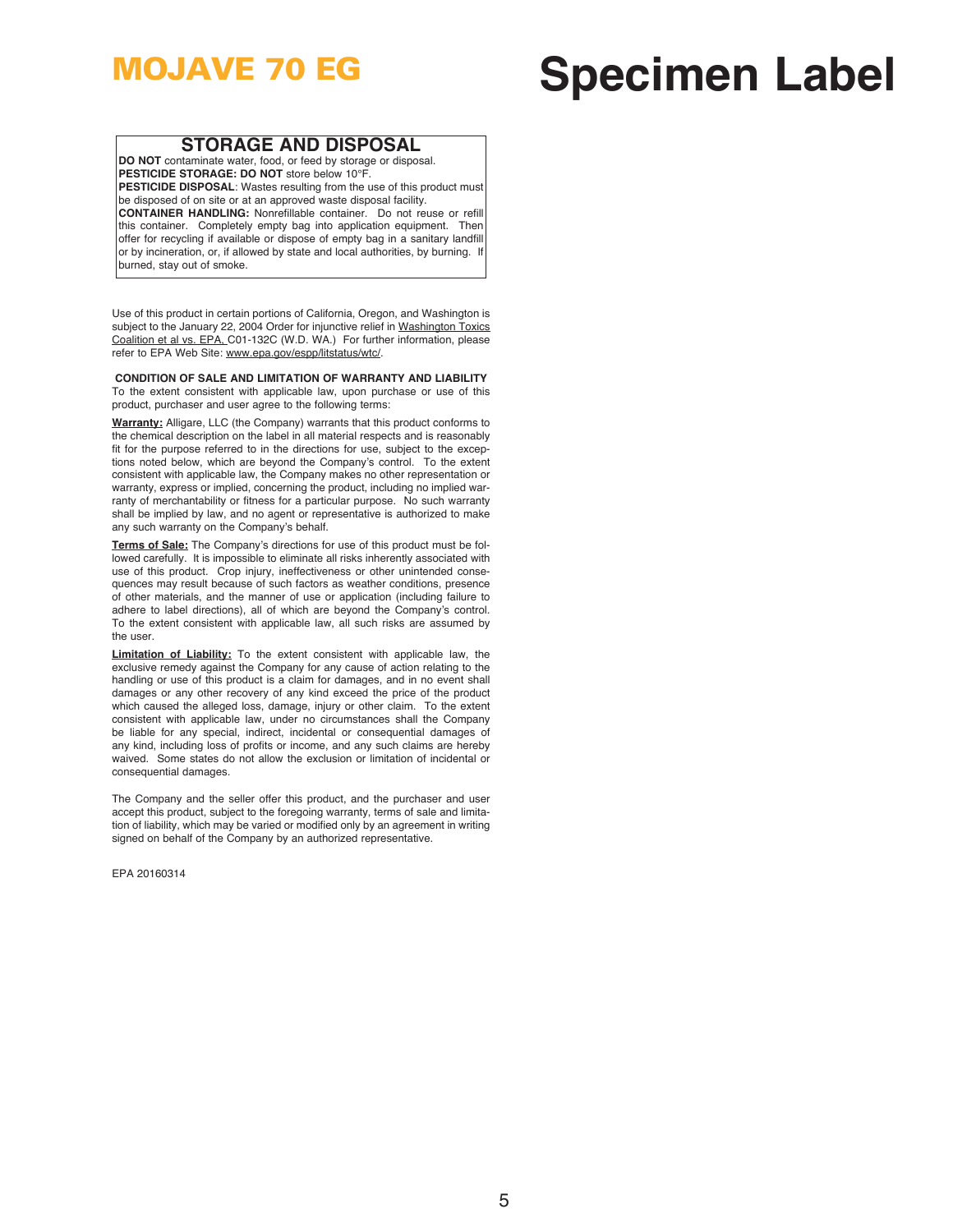## STORAGE AND DISPOSAL

**DO NOT** contaminate water, food, or feed by storage or disposal.

**PESTICIDE STORAGE: DO NOT** store below 10°F.

**PESTICIDE DISPOSAL**: Wastes resulting from the use of this product must be disposed of on site or at an approved waste disposal facility.

**CONTAINER HANDLING:** Nonrefillable container. Do not reuse or refill this container. Completely empty bag into application equipment. Then offer for recycling if available or dispose of empty bag in a sanitary landfill or by incineration, or, if allowed by state and local authorities, by burning. If burned, stay out of smoke.

Use of this product in certain portions of California, Oregon, and Washington is subject to the January 22, 2004 Order for injunctive relief in Washington Toxics Coalition et al vs. EPA, C01-132C (W.D. WA.) For further information, please refer to EPA Web Site: www.epa.gov/espp/litstatus/wtc/.

**CONDITION OF SALE AND LIMITATION OF WARRANTY AND LIABILITY**

To the extent consistent with applicable law, upon purchase or use of this product, purchaser and user agree to the following terms:

**Warranty:** Alligare, LLC (the Company) warrants that this product conforms to the chemical description on the label in all material respects and is reasonably fit for the purpose referred to in the directions for use, subject to the exceptions noted below, which are beyond the Company's control. To the extent consistent with applicable law, the Company makes no other representation or warranty, express or implied, concerning the product, including no implied warranty of merchantability or fitness for a particular purpose. No such warranty shall be implied by law, and no agent or representative is authorized to make any such warranty on the Company's behalf.

**Terms of Sale:** The Company's directions for use of this product must be followed carefully. It is impossible to eliminate all risks inherently associated with use of this product. Crop injury, ineffectiveness or other unintended consequences may result because of such factors as weather conditions, presence of other materials, and the manner of use or application (including failure to adhere to label directions), all of which are beyond the Company's control. To the extent consistent with applicable law, all such risks are assumed by the user.

**Limitation of Liability:** To the extent consistent with applicable law, the exclusive remedy against the Company for any cause of action relating to the handling or use of this product is a claim for damages, and in no event shall damages or any other recovery of any kind exceed the price of the product which caused the alleged loss, damage, injury or other claim. To the extent consistent with applicable law, under no circumstances shall the Company be liable for any special, indirect, incidental or consequential damages of any kind, including loss of profits or income, and any such claims are hereby waived. Some states do not allow the exclusion or limitation of incidental or consequential damages.

The Company and the seller offer this product, and the purchaser and user accept this product, subject to the foregoing warranty, terms of sale and limitation of liability, which may be varied or modified only by an agreement in writing signed on behalf of the Company by an authorized representative.

EPA 20160314